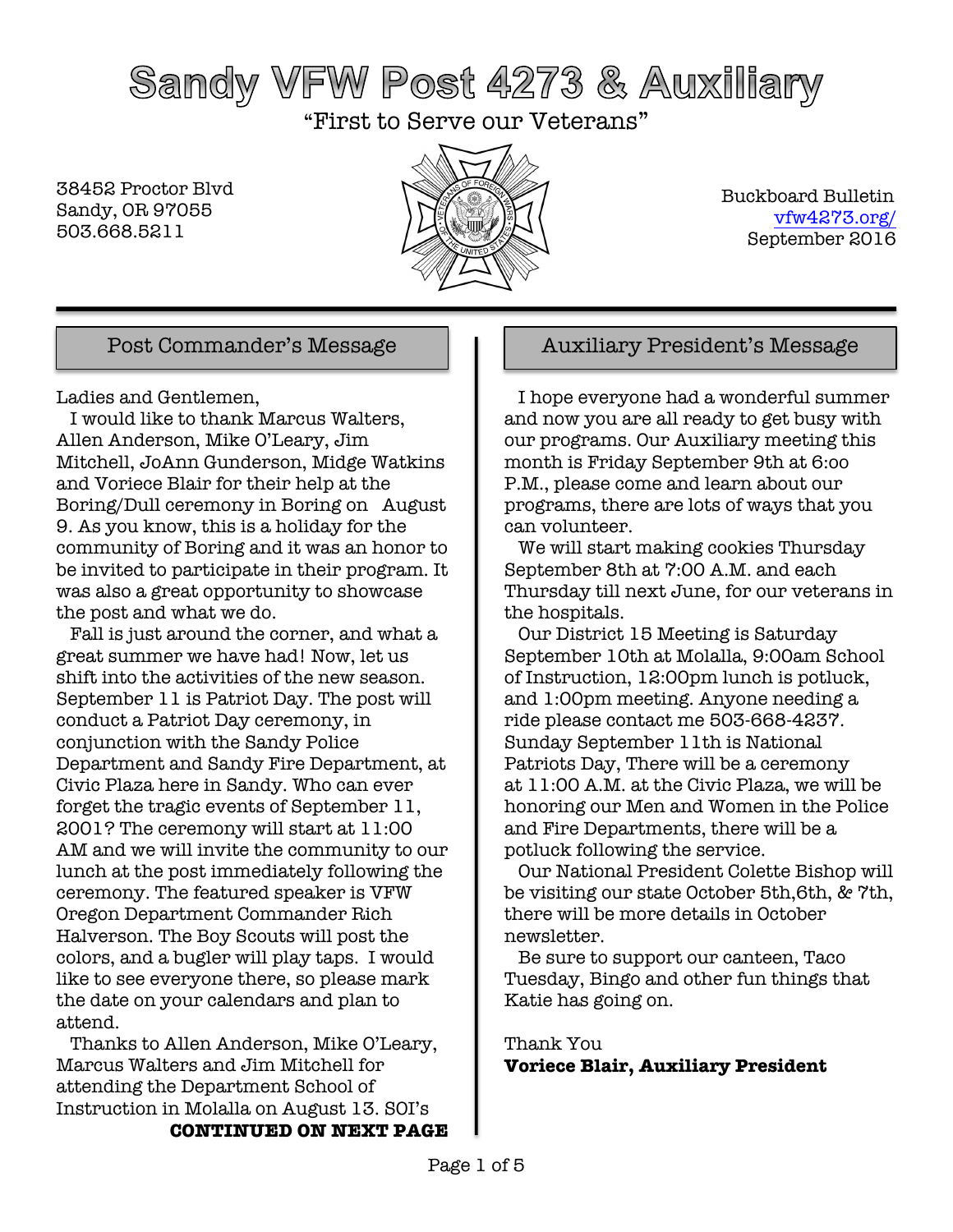# Sandy VFW Post 4273 & Auxiliary

"First to Serve our Veterans"

38452 Proctor Blvd
Sandy, OR 97055
503.668.5211

Buckboard Bulletin
vfw4273.org/
September 2016

## Post Commander's Message

Ladies and Gentlemen,

I would like to thank Marcus Walters, Allen Anderson, Mike O'Leary, Jim Mitchell, JoAnn Gunderson, Midge Watkins and Voriece Blair for their help at the Boring/Dull ceremony in Boring on August 9. As you know, this is a holiday for the community of Boring and it was an honor to be invited to participate in their program. It was also a great opportunity to showcase the post and what we do.

Fall is just around the corner, and what a great summer we have had! Now, let us shift into the activities of the new season. September 11 is Patriot Day. The post will conduct a Patriot Day ceremony, in conjunction with the Sandy Police Department and Sandy Fire Department, at Civic Plaza here in Sandy. Who can ever forget the tragic events of September 11, 2001? The ceremony will start at 11:00 AM and we will invite the community to our lunch at the post immediately following the ceremony. The featured speaker is VFW Oregon Department Commander Rich Halverson. The Boy Scouts will post the colors, and a bugler will play taps. I would like to see everyone there, so please mark the date on your calendars and plan to attend.

Thanks to Allen Anderson, Mike O'Leary, Marcus Walters and Jim Mitchell for attending the Department School of Instruction in Molalla on August 13. SOI's

**CONTINUED ON NEXT PAGE**

## Auxiliary President's Message

I hope everyone had a wonderful summer and now you are all ready to get busy with our programs. Our Auxiliary meeting this month is Friday September 9th at 6:00 P.M., please come and learn about our programs, there are lots of ways that you can volunteer.

We will start making cookies Thursday September 8th at 7:00 A.M. and each Thursday till next June, for our veterans in the hospitals.

Our District 15 Meeting is Saturday September 10th at Molalla, 9:00am School of Instruction, 12:00pm lunch is potluck, and 1:00pm meeting. Anyone needing a ride please contact me 503-668-4237. Sunday September 11th is National Patriots Day, There will be a ceremony at 11:00 A.M. at the Civic Plaza, we will be honoring our Men and Women in the Police and Fire Departments, there will be a potluck following the service.

Our National President Colette Bishop will be visiting our state October 5th,6th, & 7th, there will be more details in October newsletter.

Be sure to support our canteen, Taco Tuesday, Bingo and other fun things that Katie has going on.

Thank You

**Voriece Blair, Auxiliary President**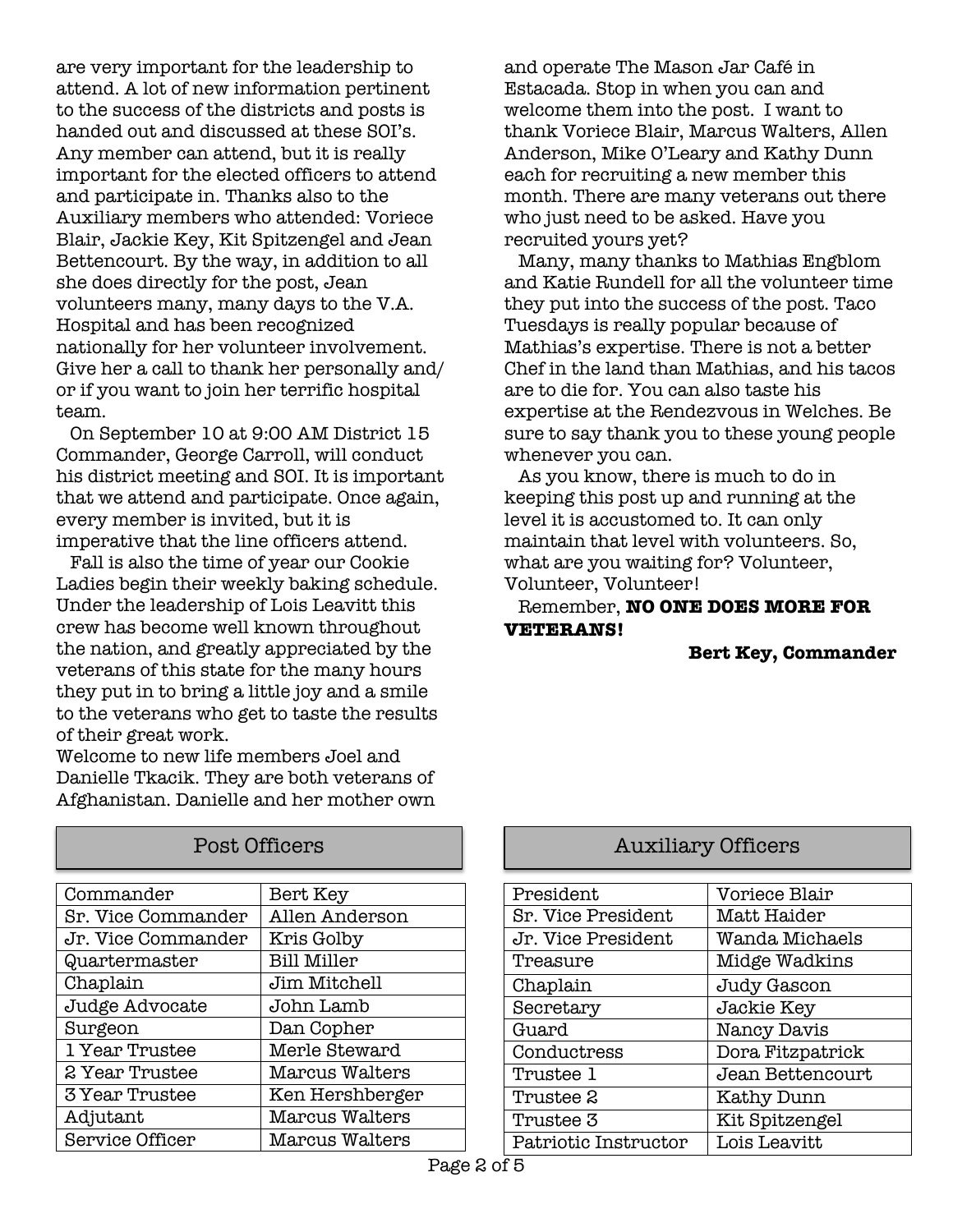are very important for the leadership to attend. A lot of new information pertinent to the success of the districts and posts is handed out and discussed at these SOI's. Any member can attend, but it is really important for the elected officers to attend and participate in. Thanks also to the Auxiliary members who attended: Voriece Blair, Jackie Key, Kit Spitzengel and Jean Bettencourt. By the way, in addition to all she does directly for the post, Jean volunteers many, many days to the V.A. Hospital and has been recognized nationally for her volunteer involvement. Give her a call to thank her personally and/ or if you want to join her terrific hospital team.

On September 10 at 9:00 AM District 15 Commander, George Carroll, will conduct his district meeting and SOI. It is important that we attend and participate. Once again, every member is invited, but it is imperative that the line officers attend.

Fall is also the time of year our Cookie Ladies begin their weekly baking schedule. Under the leadership of Lois Leavitt this crew has become well known throughout the nation, and greatly appreciated by the veterans of this state for the many hours they put in to bring a little joy and a smile to the veterans who get to taste the results of their great work.

Welcome to new life members Joel and Danielle Tkacik. They are both veterans of Afghanistan. Danielle and her mother own and operate The Mason Jar Café in Estacada. Stop in when you can and welcome them into the post. I want to thank Voriece Blair, Marcus Walters, Allen Anderson, Mike O'Leary and Kathy Dunn each for recruiting a new member this month. There are many veterans out there who just need to be asked. Have you recruited yours yet?

Many, many thanks to Mathias Engblom and Katie Rundell for all the volunteer time they put into the success of the post. Taco Tuesdays is really popular because of Mathias's expertise. There is not a better Chef in the land than Mathias, and his tacos are to die for. You can also taste his expertise at the Rendezvous in Welches. Be sure to say thank you to these young people whenever you can.

As you know, there is much to do in keeping this post up and running at the level it is accustomed to. It can only maintain that level with volunteers. So, what are you waiting for? Volunteer, Volunteer, Volunteer!

Remember, **NO ONE DOES MORE FOR VETERANS!**

**Bert Key, Commander**

## Post Officers

| | |
|---|---|
| Commander | Bert Key |
| Sr. Vice Commander | Allen Anderson |
| Jr. Vice Commander | Kris Golby |
| Quartermaster | Bill Miller |
| Chaplain | Jim Mitchell |
| Judge Advocate | John Lamb |
| Surgeon | Dan Copher |
| 1 Year Trustee | Merle Steward |
| 2 Year Trustee | Marcus Walters |
| 3 Year Trustee | Ken Hershberger |
| Adjutant | Marcus Walters |
| Service Officer | Marcus Walters |

## Auxiliary Officers

| | |
|---|---|
| President | Voriece Blair |
| Sr. Vice President | Matt Haider |
| Jr. Vice President | Wanda Michaels |
| Treasure | Midge Wadkins |
| Chaplain | Judy Gascon |
| Secretary | Jackie Key |
| Guard | Nancy Davis |
| Conductress | Dora Fitzpatrick |
| Trustee 1 | Jean Bettencourt |
| Trustee 2 | Kathy Dunn |
| Trustee 3 | Kit Spitzengel |
| Patriotic Instructor | Lois Leavitt |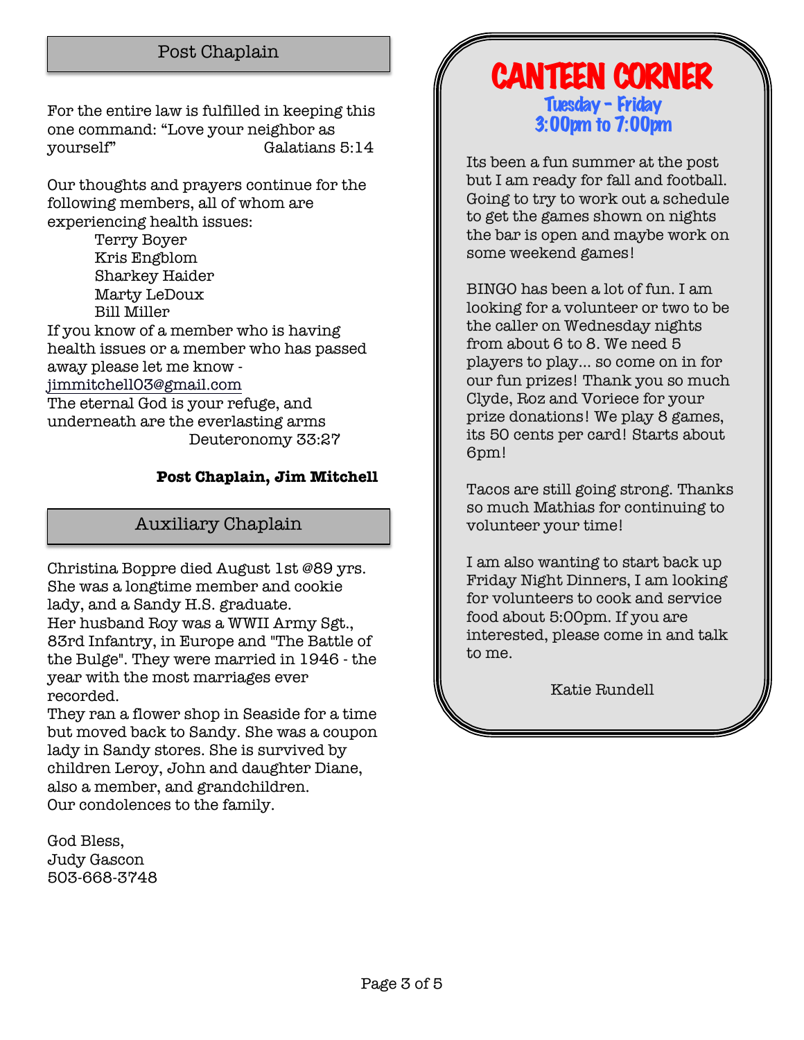## Post Chaplain

For the entire law is fulfilled in keeping this one command: "Love your neighbor as yourself" Galatians 5:14

Our thoughts and prayers continue for the following members, all of whom are experiencing health issues:

- Terry Boyer
- Kris Engblom
- Sharkey Haider
- Marty LeDoux
- Bill Miller

If you know of a member who is having health issues or a member who has passed away please let me know - jimmitchell03@gmail.com

The eternal God is your refuge, and underneath are the everlasting arms
Deuteronomy 33:27

**Post Chaplain, Jim Mitchell**

## Auxiliary Chaplain

Christina Boppre died August 1st @89 yrs. She was a longtime member and cookie lady, and a Sandy H.S. graduate.
Her husband Roy was a WWII Army Sgt., 83rd Infantry, in Europe and "The Battle of the Bulge". They were married in 1946 - the year with the most marriages ever recorded.
They ran a flower shop in Seaside for a time but moved back to Sandy. She was a coupon lady in Sandy stores. She is survived by children Leroy, John and daughter Diane, also a member, and grandchildren.
Our condolences to the family.

God Bless,
Judy Gascon
503-668-3748

# CANTEEN CORNER

**Tuesday - Friday**
**3:00pm to 7:00pm**

Its been a fun summer at the post but I am ready for fall and football. Going to try to work out a schedule to get the games shown on nights the bar is open and maybe work on some weekend games!

BINGO has been a lot of fun. I am looking for a volunteer or two to be the caller on Wednesday nights from about 6 to 8. We need 5 players to play... so come on in for our fun prizes! Thank you so much Clyde, Roz and Voriece for your prize donations! We play 8 games, its 50 cents per card! Starts about 6pm!

Tacos are still going strong. Thanks so much Mathias for continuing to volunteer your time!

I am also wanting to start back up Friday Night Dinners, I am looking for volunteers to cook and service food about 5:00pm. If you are interested, please come in and talk to me.

Katie Rundell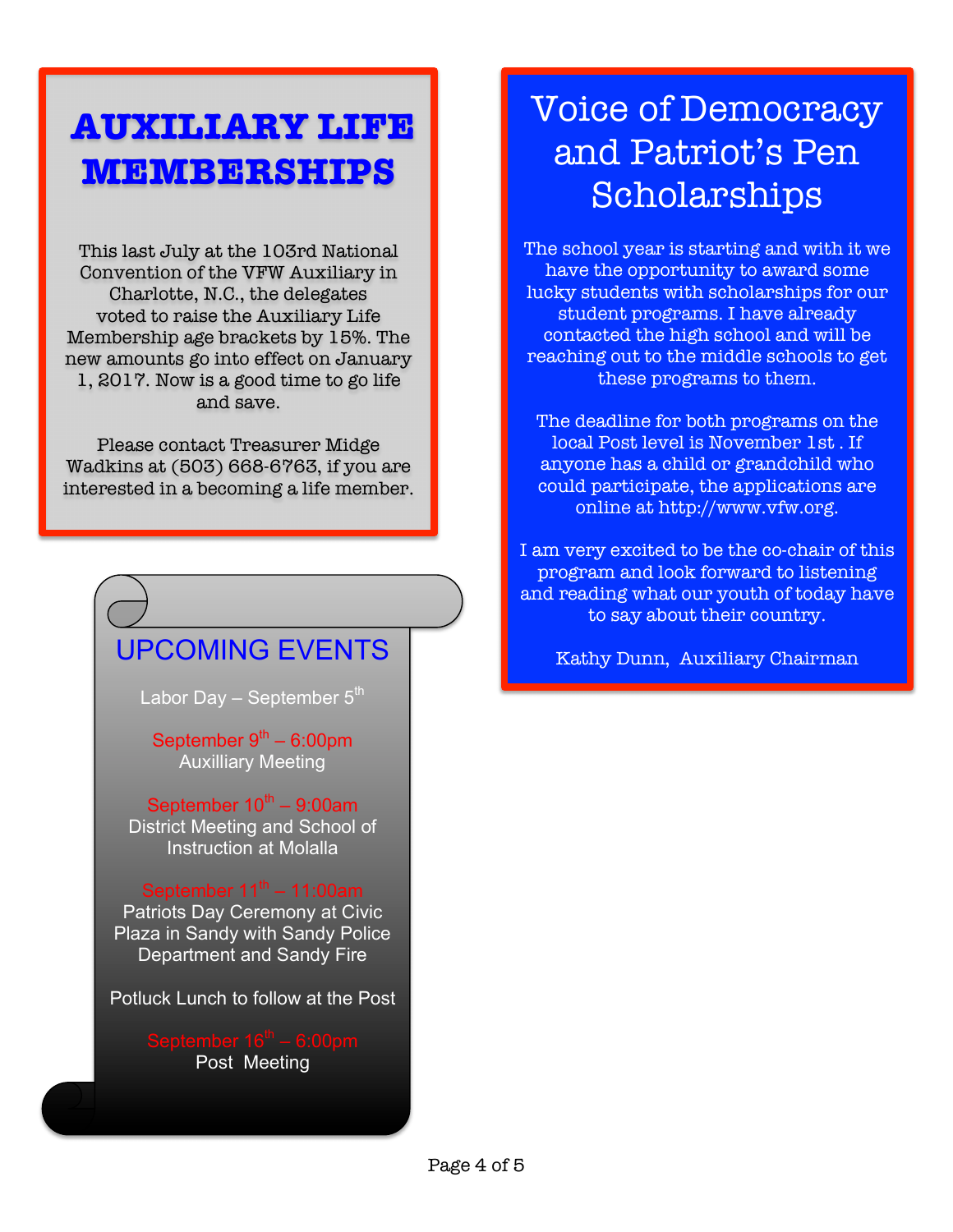# AUXILIARY LIFE MEMBERSHIPS

This last July at the 103rd National Convention of the VFW Auxiliary in Charlotte, N.C., the delegates voted to raise the Auxiliary Life Membership age brackets by 15%. The new amounts go into effect on January 1, 2017. Now is a good time to go life and save.

Please contact Treasurer Midge Wadkins at (503) 668-6763, if you are interested in a becoming a life member.

## UPCOMING EVENTS

Labor Day – September 5th

September 9th – 6:00pm
Auxilliary Meeting

September 10th – 9:00am
District Meeting and School of Instruction at Molalla

September 11th – 11:00am
Patriots Day Ceremony at Civic Plaza in Sandy with Sandy Police Department and Sandy Fire

Potluck Lunch to follow at the Post

September 16th – 6:00pm
Post Meeting

# Voice of Democracy and Patriot's Pen Scholarships

The school year is starting and with it we have the opportunity to award some lucky students with scholarships for our student programs. I have already contacted the high school and will be reaching out to the middle schools to get these programs to them.

The deadline for both programs on the local Post level is November 1st . If anyone has a child or grandchild who could participate, the applications are online at http://www.vfw.org.

I am very excited to be the co-chair of this program and look forward to listening and reading what our youth of today have to say about their country.

Kathy Dunn, Auxiliary Chairman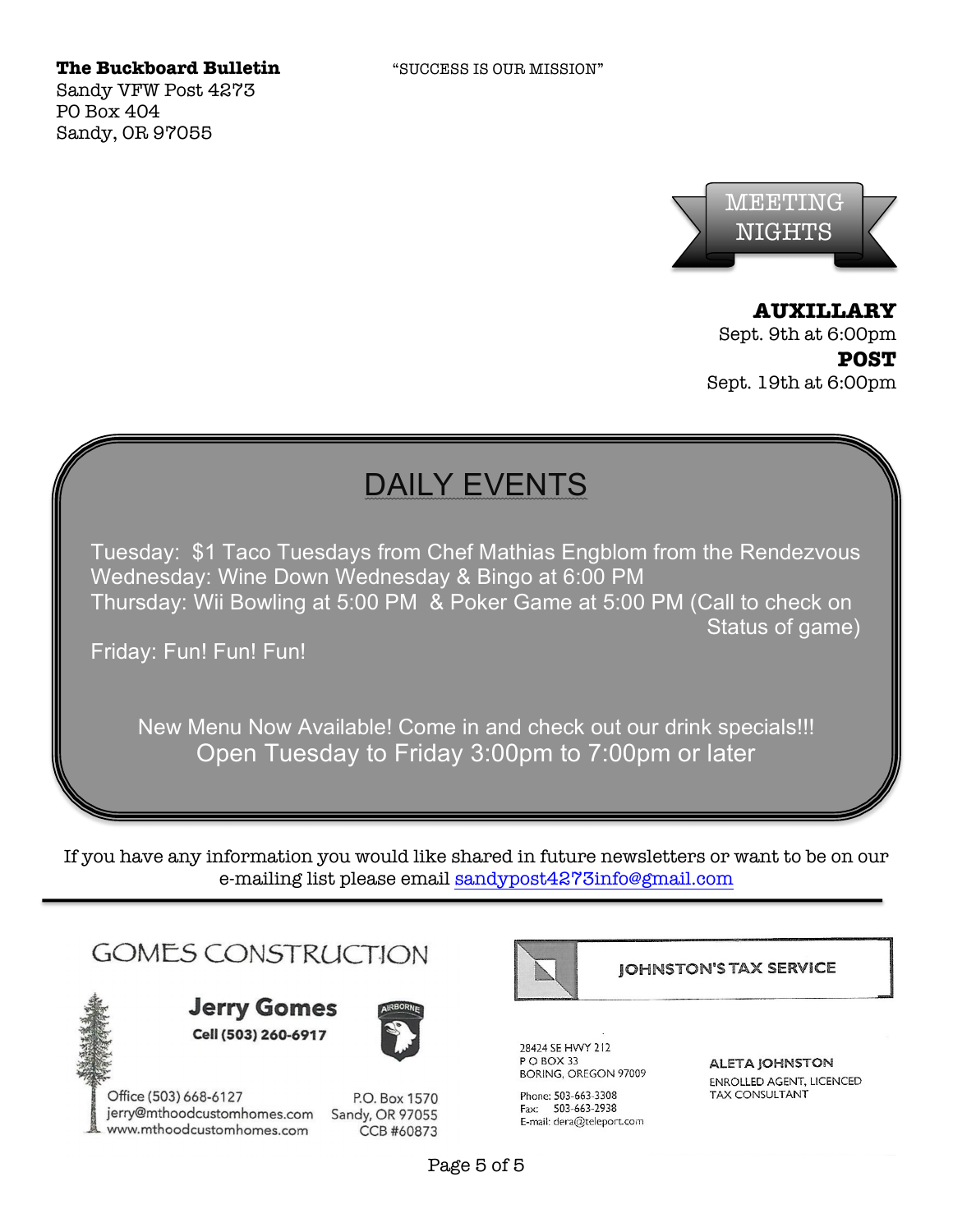**The Buckboard Bulletin**
Sandy VFW Post 4273
PO Box 404
Sandy, OR 97055

"SUCCESS IS OUR MISSION"

## MEETING NIGHTS

**AUXILLARY**
Sept. 9th at 6:00pm

**POST**
Sept. 19th at 6:00pm

## DAILY EVENTS

Tuesday: $1 Taco Tuesdays from Chef Mathias Engblom from the Rendezvous
Wednesday: Wine Down Wednesday & Bingo at 6:00 PM
Thursday: Wii Bowling at 5:00 PM & Poker Game at 5:00 PM (Call to check on Status of game)
Friday: Fun! Fun! Fun!

New Menu Now Available! Come in and check out our drink specials!!!
Open Tuesday to Friday 3:00pm to 7:00pm or later

If you have any information you would like shared in future newsletters or want to be on our e-mailing list please email sandypost4273info@gmail.com

---

GOMES CONSTRUCTION

**Jerry Gomes**
**Cell (503) 260-6917**

AIRBORNE

Office (503) 668-6127
jerry@mthoodcustomhomes.com
www.mthoodcustomhomes.com

P.O. Box 1570
Sandy, OR 97055
CCB #60873

---

JOHNSTON'S TAX SERVICE

28424 SE HWY 212
P O BOX 33
BORING, OREGON 97009

Phone: 503-663-3308
Fax: 503-663-2938
E-mail: dera@teleport.com

ALETA JOHNSTON
ENROLLED AGENT, LICENCED TAX CONSULTANT